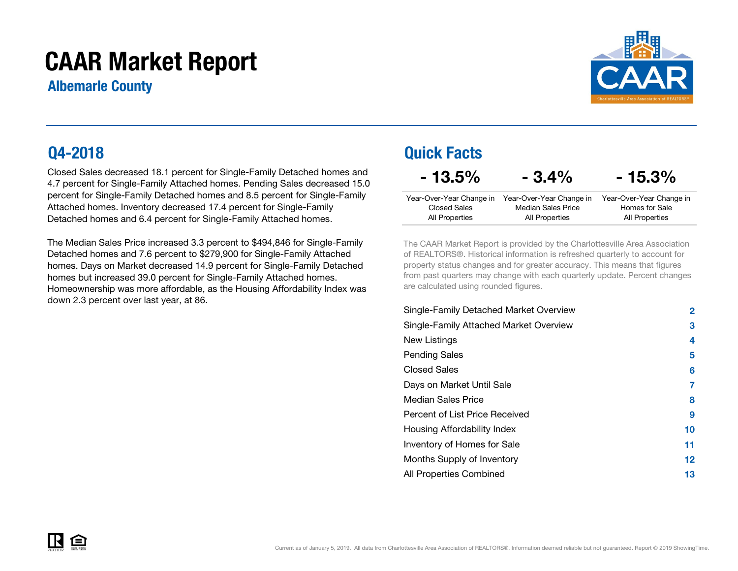# CAAR Market Report

## Albemarle County

## Q4-2018

Closed Sales decreased 18.1 percent for Single-Family Detached homes and 4.7 percent for Single-Family Attached homes. Pending Sales decreased 15.0 percent for Single-Family Detached homes and 8.5 percent for Single-Family Attached homes. Inventory decreased 17.4 percent for Single-Family Detached homes and 6.4 percent for Single-Family Attached homes.

The Median Sales Price increased 3.3 percent to $494,846 for Single-Family Detached homes and 7.6 percent to $279,900 for Single-Family Attached homes. Days on Market decreased 14.9 percent for Single-Family Detached homes but increased 39.0 percent for Single-Family Attached homes. Homeownership was more affordable, as the Housing Affordability Index was down 2.3 percent over last year, at 86.

## Quick Facts

| - 13.5% | - 3.4% | - 15.3% |
|---|---|---|
| Year-Over-Year Change in Closed Sales All Properties | Year-Over-Year Change in Median Sales Price All Properties | Year-Over-Year Change in Homes for Sale All Properties |

The CAAR Market Report is provided by the Charlottesville Area Association of REALTORS®. Historical information is refreshed quarterly to account for property status changes and for greater accuracy. This means that figures from past quarters may change with each quarterly update. Percent changes are calculated using rounded figures.

| | |
|---|---|
| Single-Family Detached Market Overview | 2 |
| Single-Family Attached Market Overview | 3 |
| New Listings | 4 |
| Pending Sales | 5 |
| Closed Sales | 6 |
| Days on Market Until Sale | 7 |
| Median Sales Price | 8 |
| Percent of List Price Received | 9 |
| Housing Affordability Index | 10 |
| Inventory of Homes for Sale | 11 |
| Months Supply of Inventory | 12 |
| All Properties Combined | 13 |

Current as of January 5, 2019. All data from Charlottesville Area Association of REALTORS®. Information deemed reliable but not guaranteed. Report © 2019 ShowingTime.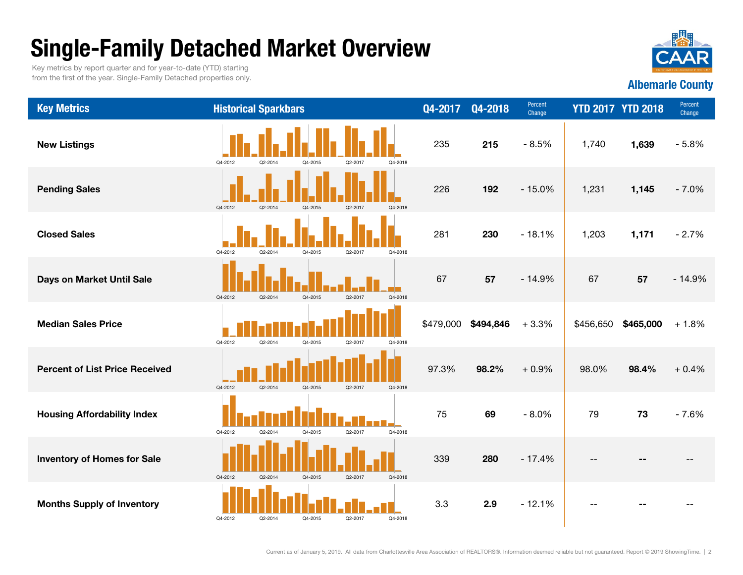# Single-Family Detached Market Overview

Key metrics by report quarter and for year-to-date (YTD) starting from the first of the year. Single-Family Detached properties only.

**Albemarle County**

| Key Metrics | Historical Sparkbars | Q4-2017 | Q4-2018 | Percent Change | YTD 2017 | YTD 2018 | Percent Change |
|---|---|---|---|---|---|---|---|
| **New Listings** | Q4-2012 Q2-2014 Q4-2015 Q2-2017 Q4-2018 | 235 | **215** | - 8.5% | 1,740 | **1,639** | - 5.8% |
| **Pending Sales** | Q4-2012 Q2-2014 Q4-2015 Q2-2017 Q4-2018 | 226 | **192** | - 15.0% | 1,231 | **1,145** | - 7.0% |
| **Closed Sales** | Q4-2012 Q2-2014 Q4-2015 Q2-2017 Q4-2018 | 281 | **230** | - 18.1% | 1,203 | **1,171** | - 2.7% |
| **Days on Market Until Sale** | Q4-2012 Q2-2014 Q4-2015 Q2-2017 Q4-2018 | 67 | **57** | - 14.9% | 67 | **57** | - 14.9% |
| **Median Sales Price** | Q4-2012 Q2-2014 Q4-2015 Q2-2017 Q4-2018 | $479,000 | **$494,846** | + 3.3% | $456,650 | **$465,000** | + 1.8% |
| **Percent of List Price Received** | Q4-2012 Q2-2014 Q4-2015 Q2-2017 Q4-2018 | 97.3% | **98.2%** | + 0.9% | 98.0% | **98.4%** | + 0.4% |
| **Housing Affordability Index** | Q4-2012 Q2-2014 Q4-2015 Q2-2017 Q4-2018 | 75 | **69** | - 8.0% | 79 | **73** | - 7.6% |
| **Inventory of Homes for Sale** | Q4-2012 Q2-2014 Q4-2015 Q2-2017 Q4-2018 | 339 | **280** | - 17.4% | -- | **--** | -- |
| **Months Supply of Inventory** | Q4-2012 Q2-2014 Q4-2015 Q2-2017 Q4-2018 | 3.3 | **2.9** | - 12.1% | -- | **--** | -- |

Current as of January 5, 2019. All data from Charlottesville Area Association of REALTORS®. Information deemed reliable but not guaranteed. Report © 2019 ShowingTime.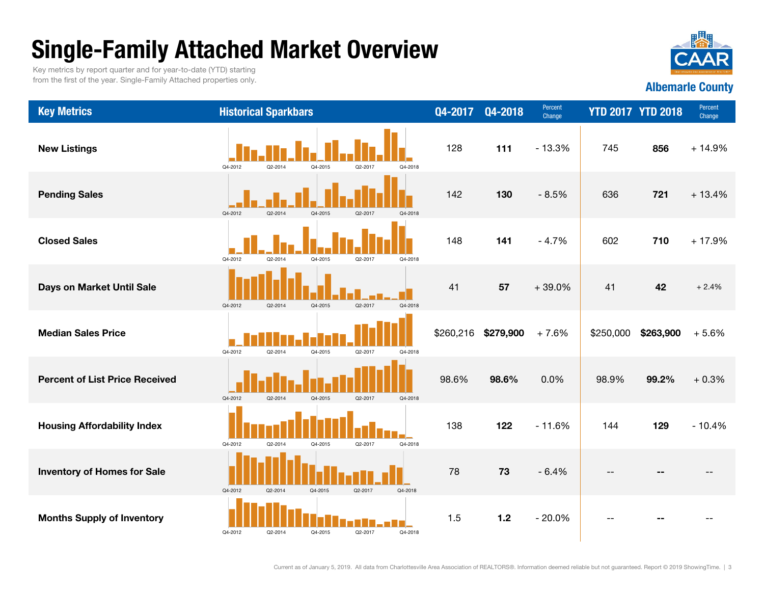# Single-Family Attached Market Overview

Key metrics by report quarter and for year-to-date (YTD) starting from the first of the year. Single-Family Attached properties only.

Albemarle County

| Key Metrics | Historical Sparkbars | Q4-2017 | Q4-2018 | Percent Change | YTD 2017 | YTD 2018 | Percent Change |
|---|---|---|---|---|---|---|---|
| New Listings | Q4-2012 Q2-2014 Q4-2015 Q2-2017 Q4-2018 | 128 | **111** | - 13.3% | 745 | **856** | + 14.9% |
| Pending Sales | Q4-2012 Q2-2014 Q4-2015 Q2-2017 Q4-2018 | 142 | **130** | - 8.5% | 636 | **721** | + 13.4% |
| Closed Sales | Q4-2012 Q2-2014 Q4-2015 Q2-2017 Q4-2018 | 148 | **141** | - 4.7% | 602 | **710** | + 17.9% |
| Days on Market Until Sale | Q4-2012 Q2-2014 Q4-2015 Q2-2017 Q4-2018 | 41 | **57** | + 39.0% | 41 | **42** | + 2.4% |
| Median Sales Price | Q4-2012 Q2-2014 Q4-2015 Q2-2017 Q4-2018 | $260,216 | **$279,900** | + 7.6% | $250,000 | **$263,900** | + 5.6% |
| Percent of List Price Received | Q4-2012 Q2-2014 Q4-2015 Q2-2017 Q4-2018 | 98.6% | **98.6%** | 0.0% | 98.9% | **99.2%** | + 0.3% |
| Housing Affordability Index | Q4-2012 Q2-2014 Q4-2015 Q2-2017 Q4-2018 | 138 | **122** | - 11.6% | 144 | **129** | - 10.4% |
| Inventory of Homes for Sale | Q4-2012 Q2-2014 Q4-2015 Q2-2017 Q4-2018 | 78 | **73** | - 6.4% | -- | **--** | -- |
| Months Supply of Inventory | Q4-2012 Q2-2014 Q4-2015 Q2-2017 Q4-2018 | 1.5 | **1.2** | - 20.0% | -- | **--** | -- |

Current as of January 5, 2019. All data from Charlottesville Area Association of REALTORS®. Information deemed reliable but not guaranteed. Report © 2019 ShowingTime.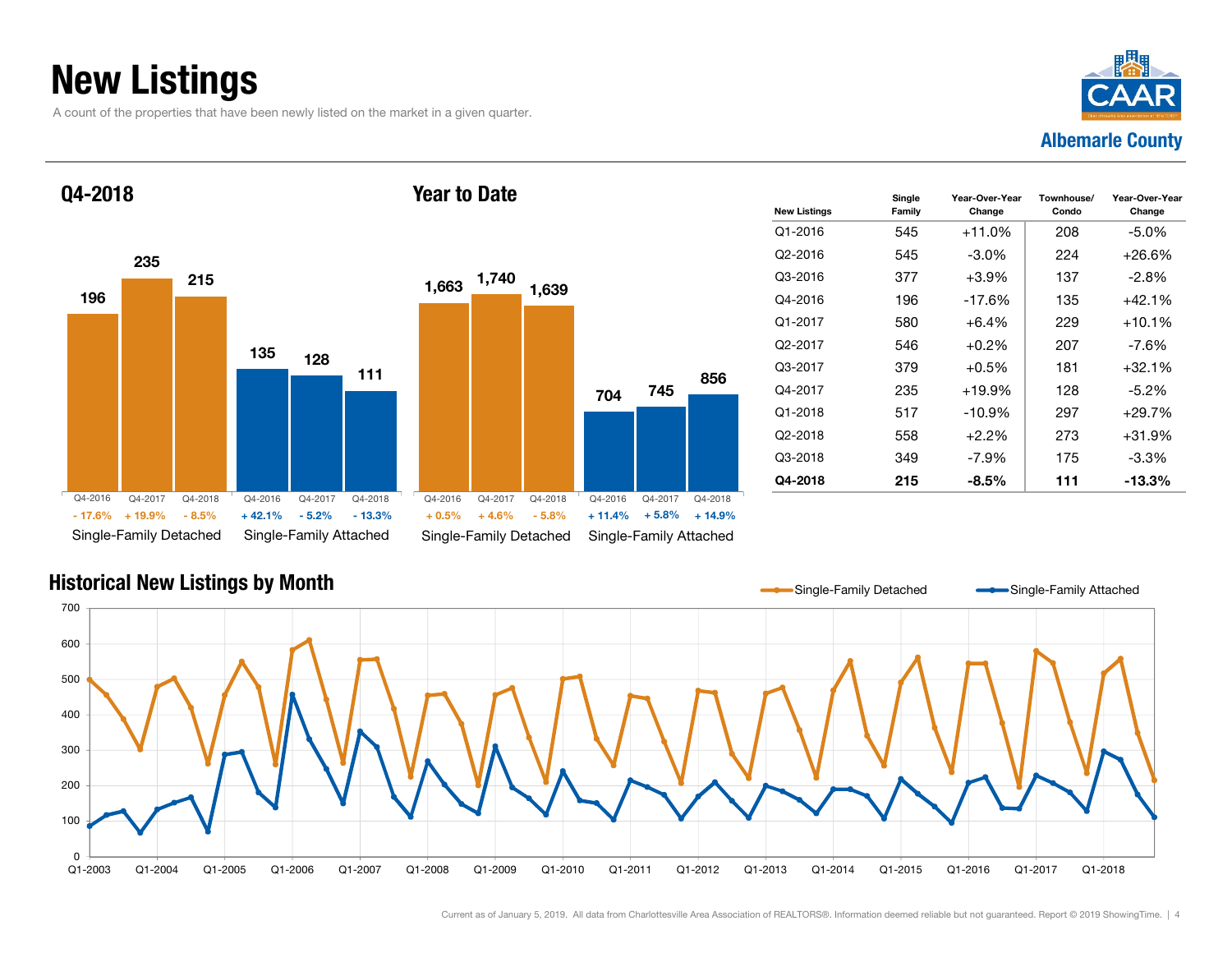# New Listings

A count of the properties that have been newly listed on the market in a given quarter.

Albemarle County

## Q4-2018

196
235
215
135
128
111

Q4-2016 Q4-2017 Q4-2018 Q4-2016 Q4-2017 Q4-2018

- 17.6% + 19.9% - 8.5% + 42.1% - 5.2% - 13.3%

Single-Family Detached Single-Family Attached

## Year to Date

1,663
1,740
1,639
704
745
856

Q4-2016 Q4-2017 Q4-2018 Q4-2016 Q4-2017 Q4-2018

+ 0.5% + 4.6% - 5.8% + 11.4% + 5.8% + 14.9%

Single-Family Detached Single-Family Attached

| New Listings | Single Family | Year-Over-Year Change | Townhouse/ Condo | Year-Over-Year Change |
|---|---|---|---|---|
| Q1-2016 | 545 | +11.0% | 208 | -5.0% |
| Q2-2016 | 545 | -3.0% | 224 | +26.6% |
| Q3-2016 | 377 | +3.9% | 137 | -2.8% |
| Q4-2016 | 196 | -17.6% | 135 | +42.1% |
| Q1-2017 | 580 | +6.4% | 229 | +10.1% |
| Q2-2017 | 546 | +0.2% | 207 | -7.6% |
| Q3-2017 | 379 | +0.5% | 181 | +32.1% |
| Q4-2017 | 235 | +19.9% | 128 | -5.2% |
| Q1-2018 | 517 | -10.9% | 297 | +29.7% |
| Q2-2018 | 558 | +2.2% | 273 | +31.9% |
| Q3-2018 | 349 | -7.9% | 175 | -3.3% |
| **Q4-2018** | **215** | **-8.5%** | **111** | **-13.3%** |

## Historical New Listings by Month

Single-Family Detached    Single-Family Attached

700
600
500
400
300
200
100
0

Q1-2003 Q1-2004 Q1-2005 Q1-2006 Q1-2007 Q1-2008 Q1-2009 Q1-2010 Q1-2011 Q1-2012 Q1-2013 Q1-2014 Q1-2015 Q1-2016 Q1-2017 Q1-2018

Current as of January 5, 2019. All data from Charlottesville Area Association of REALTORS®. Information deemed reliable but not guaranteed. Report © 2019 ShowingTime.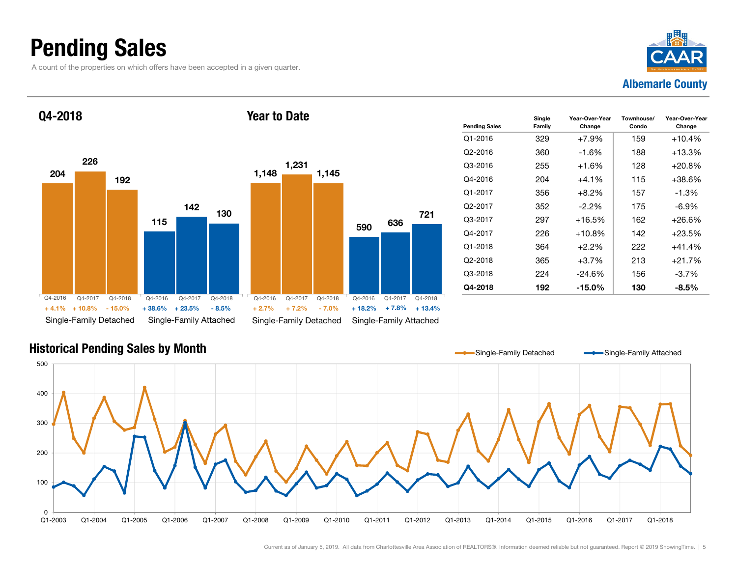# Pending Sales

A count of the properties on which offers have been accepted in a given quarter.

Albemarle County

## Q4-2018

204
226
192
115
142
130

Q4-2016 Q4-2017 Q4-2018 Q4-2016 Q4-2017 Q4-2018

+ 4.1% + 10.8% - 15.0% + 38.6% + 23.5% - 8.5%

Single-Family Detached Single-Family Attached

## Year to Date

1,148
1,231
1,145
590
636
721

Q4-2016 Q4-2017 Q4-2018 Q4-2016 Q4-2017 Q4-2018

+ 2.7% + 7.2% - 7.0% + 18.2% + 7.8% + 13.4%

Single-Family Detached Single-Family Attached

| Pending Sales | Single Family | Year-Over-Year Change | Townhouse/ Condo | Year-Over-Year Change |
|---|---|---|---|---|
| Q1-2016 | 329 | +7.9% | 159 | +10.4% |
| Q2-2016 | 360 | -1.6% | 188 | +13.3% |
| Q3-2016 | 255 | +1.6% | 128 | +20.8% |
| Q4-2016 | 204 | +4.1% | 115 | +38.6% |
| Q1-2017 | 356 | +8.2% | 157 | -1.3% |
| Q2-2017 | 352 | -2.2% | 175 | -6.9% |
| Q3-2017 | 297 | +16.5% | 162 | +26.6% |
| Q4-2017 | 226 | +10.8% | 142 | +23.5% |
| Q1-2018 | 364 | +2.2% | 222 | +41.4% |
| Q2-2018 | 365 | +3.7% | 213 | +21.7% |
| Q3-2018 | 224 | -24.6% | 156 | -3.7% |
| **Q4-2018** | **192** | **-15.0%** | **130** | **-8.5%** |

## Historical Pending Sales by Month

Single-Family Detached   Single-Family Attached

0
100
200
300
400
500

Q1-2003 Q1-2004 Q1-2005 Q1-2006 Q1-2007 Q1-2008 Q1-2009 Q1-2010 Q1-2011 Q1-2012 Q1-2013 Q1-2014 Q1-2015 Q1-2016 Q1-2017 Q1-2018

Current as of January 5, 2019. All data from Charlottesville Area Association of REALTORS®. Information deemed reliable but not guaranteed. Report © 2019 ShowingTime.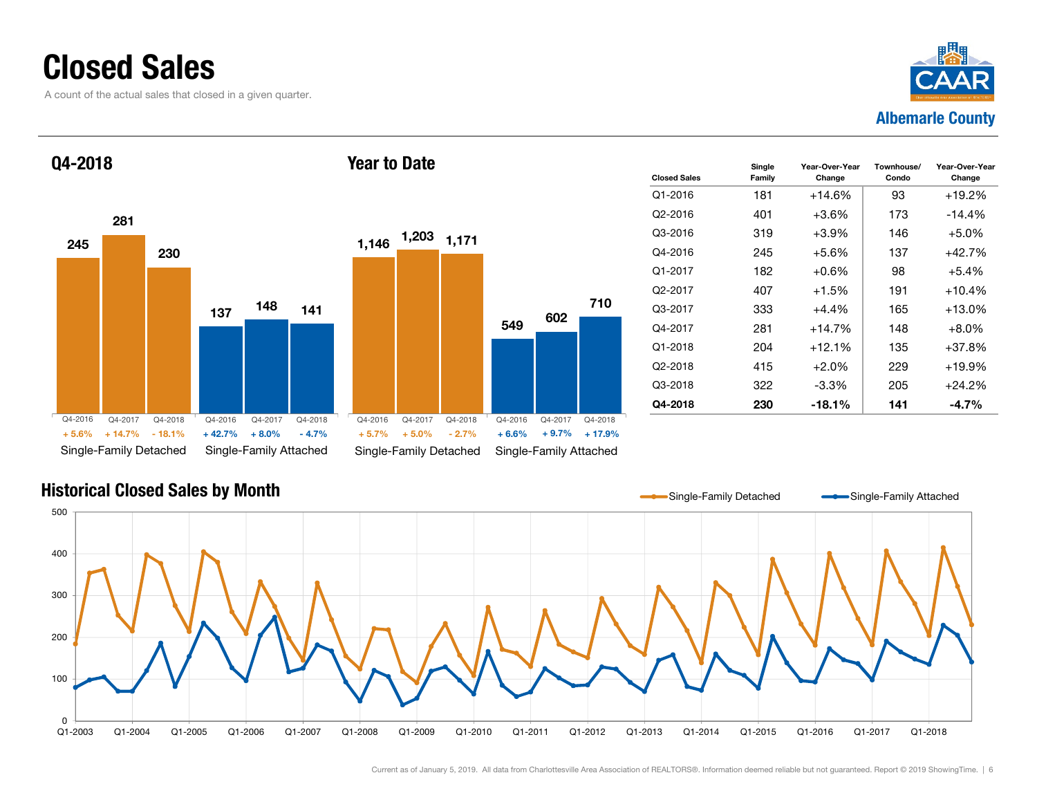# Closed Sales

A count of the actual sales that closed in a given quarter.

Albemarle County

## Q4-2018

245
281
230
137
148
141

Q4-2016 Q4-2017 Q4-2018 Q4-2016 Q4-2017 Q4-2018

+ 5.6% + 14.7% - 18.1% + 42.7% + 8.0% - 4.7%

Single-Family Detached Single-Family Attached

## Year to Date

1,146
1,203
1,171
549
602
710

Q4-2016 Q4-2017 Q4-2018 Q4-2016 Q4-2017 Q4-2018

+ 5.7% + 5.0% - 2.7% + 6.6% + 9.7% + 17.9%

Single-Family Detached Single-Family Attached

| Closed Sales | Single Family | Year-Over-Year Change | Townhouse/ Condo | Year-Over-Year Change |
|---|---|---|---|---|
| Q1-2016 | 181 | +14.6% | 93 | +19.2% |
| Q2-2016 | 401 | +3.6% | 173 | -14.4% |
| Q3-2016 | 319 | +3.9% | 146 | +5.0% |
| Q4-2016 | 245 | +5.6% | 137 | +42.7% |
| Q1-2017 | 182 | +0.6% | 98 | +5.4% |
| Q2-2017 | 407 | +1.5% | 191 | +10.4% |
| Q3-2017 | 333 | +4.4% | 165 | +13.0% |
| Q4-2017 | 281 | +14.7% | 148 | +8.0% |
| Q1-2018 | 204 | +12.1% | 135 | +37.8% |
| Q2-2018 | 415 | +2.0% | 229 | +19.9% |
| Q3-2018 | 322 | -3.3% | 205 | +24.2% |
| **Q4-2018** | **230** | **-18.1%** | **141** | **-4.7%** |

## Historical Closed Sales by Month

Single-Family Detached
Single-Family Attached

500
400
300
200
100
0

Q1-2003 Q1-2004 Q1-2005 Q1-2006 Q1-2007 Q1-2008 Q1-2009 Q1-2010 Q1-2011 Q1-2012 Q1-2013 Q1-2014 Q1-2015 Q1-2016 Q1-2017 Q1-2018

Current as of January 5, 2019. All data from Charlottesville Area Association of REALTORS®. Information deemed reliable but not guaranteed. Report © 2019 ShowingTime.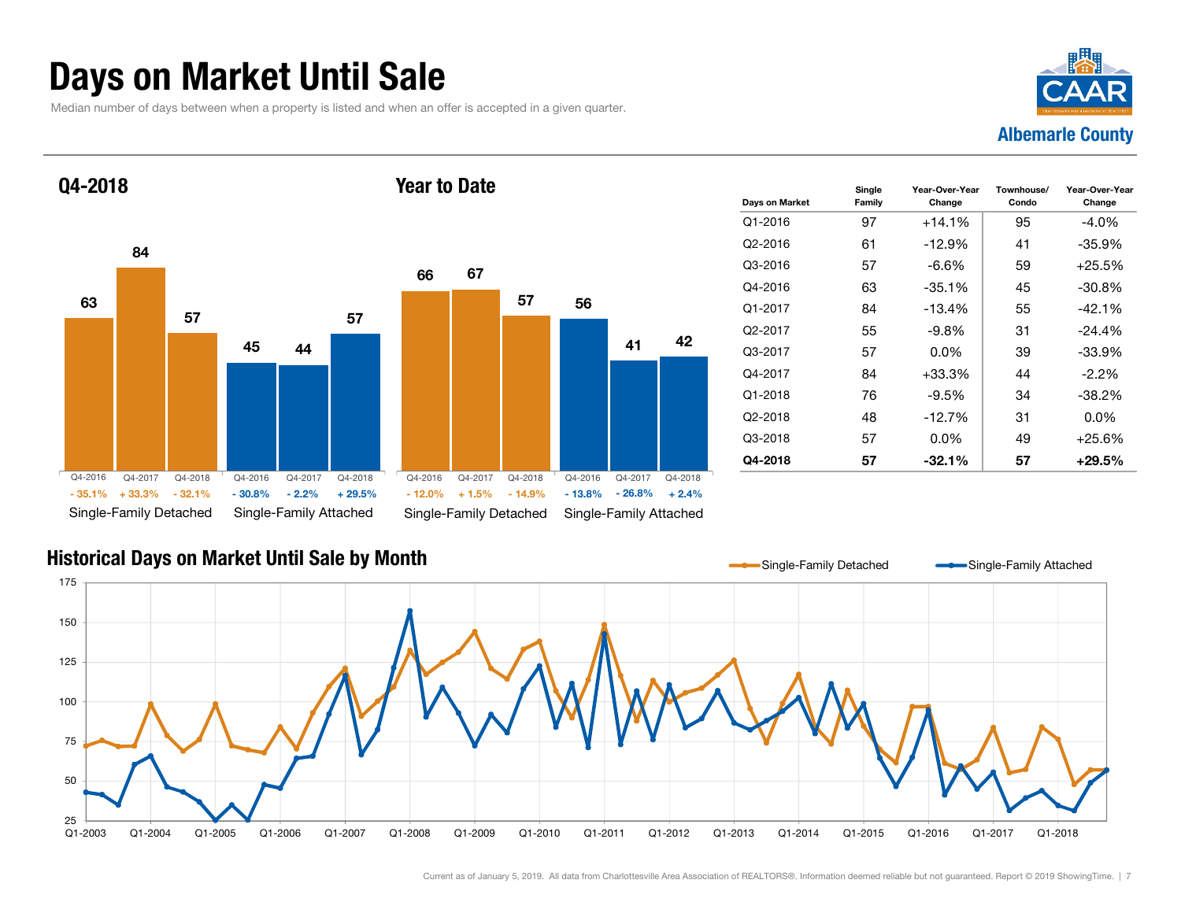# Days on Market Until Sale

Median number of days between when a property is listed and when an offer is accepted in a given quarter.

CAAR

Albemarle County

## Q4-2018

63
84
57
45
44
57

Q4-2016 Q4-2017 Q4-2018 Q4-2016 Q4-2017 Q4-2018

- 35.1% + 33.3% - 32.1% - 30.8% - 2.2% + 29.5%

Single-Family Detached Single-Family Attached

## Year to Date

66
67
57
56
41
42

Q4-2016 Q4-2017 Q4-2018 Q4-2016 Q4-2017 Q4-2018

- 12.0% + 1.5% - 14.9% - 13.8% - 26.8% + 2.4%

Single-Family Detached Single-Family Attached

| Days on Market | Single Family | Year-Over-Year Change | Townhouse/ Condo | Year-Over-Year Change |
|---|---|---|---|---|
| Q1-2016 | 97 | +14.1% | 95 | -4.0% |
| Q2-2016 | 61 | -12.9% | 41 | -35.9% |
| Q3-2016 | 57 | -6.6% | 59 | +25.5% |
| Q4-2016 | 63 | -35.1% | 45 | -30.8% |
| Q1-2017 | 84 | -13.4% | 55 | -42.1% |
| Q2-2017 | 55 | -9.8% | 31 | -24.4% |
| Q3-2017 | 57 | 0.0% | 39 | -33.9% |
| Q4-2017 | 84 | +33.3% | 44 | -2.2% |
| Q1-2018 | 76 | -9.5% | 34 | -38.2% |
| Q2-2018 | 48 | -12.7% | 31 | 0.0% |
| Q3-2018 | 57 | 0.0% | 49 | +25.6% |
| **Q4-2018** | **57** | **-32.1%** | **57** | **+29.5%** |

## Historical Days on Market Until Sale by Month

Single-Family Detached
Single-Family Attached

175
150
125
100
75
50
25

Q1-2003 Q1-2004 Q1-2005 Q1-2006 Q1-2007 Q1-2008 Q1-2009 Q1-2010 Q1-2011 Q1-2012 Q1-2013 Q1-2014 Q1-2015 Q1-2016 Q1-2017 Q1-2018

Current as of January 5, 2019. All data from Charlottesville Area Association of REALTORS®. Information deemed reliable but not guaranteed. Report © 2019 ShowingTime.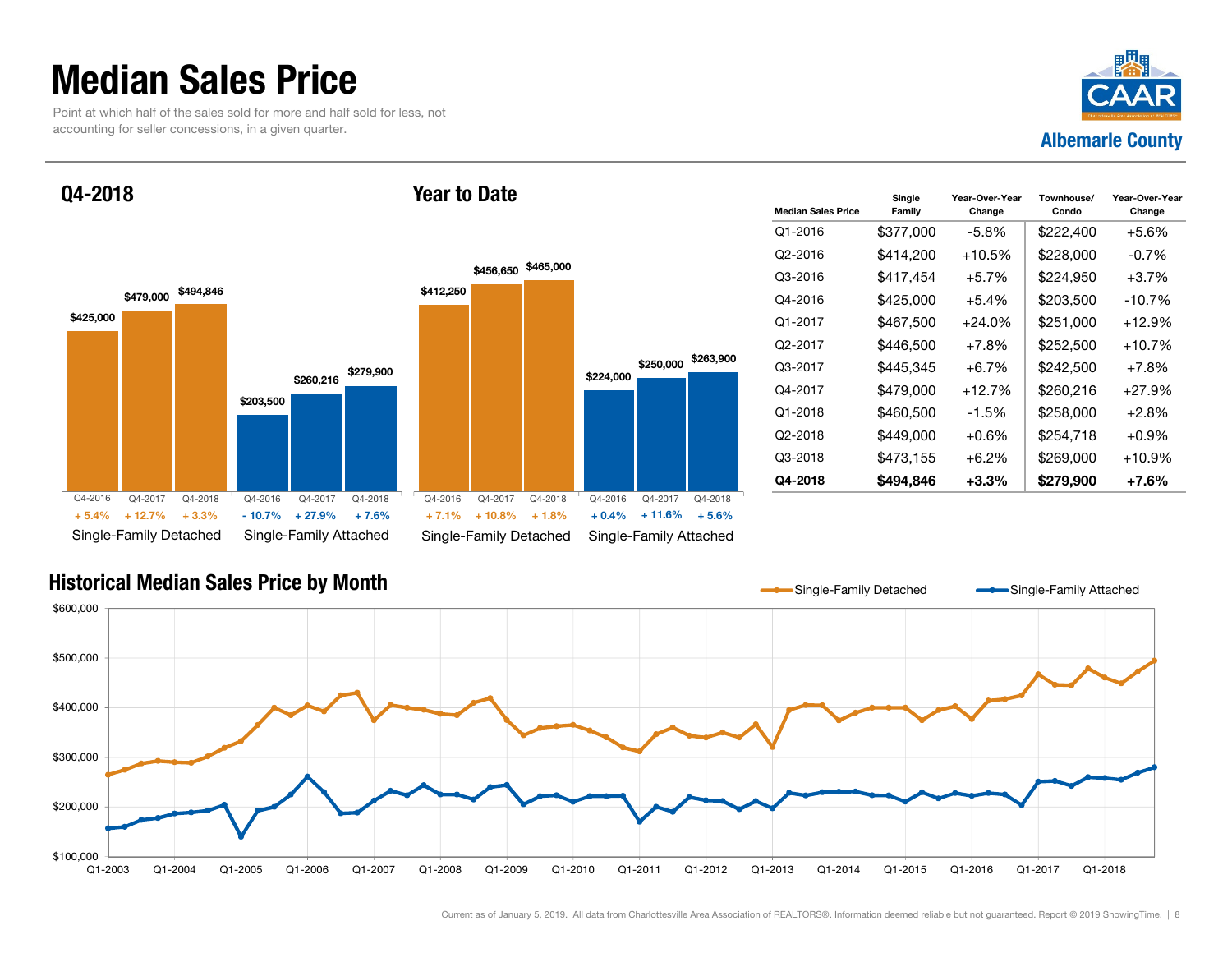# Median Sales Price

Point at which half of the sales sold for more and half sold for less, not accounting for seller concessions, in a given quarter.

CAAR

**Albemarle County**

## Q4-2018

$425,000
$479,000
$494,846
$203,500
$260,216
$279,900

Q4-2016 Q4-2017 Q4-2018 Q4-2016 Q4-2017 Q4-2018

+ 5.4% + 12.7% + 3.3% - 10.7% + 27.9% + 7.6%

Single-Family Detached Single-Family Attached

## Year to Date

$412,250
$456,650
$465,000
$224,000
$250,000
$263,900

Q4-2016 Q4-2017 Q4-2018 Q4-2016 Q4-2017 Q4-2018

+ 7.1% + 10.8% + 1.8% + 0.4% + 11.6% + 5.6%

Single-Family Detached Single-Family Attached

| Median Sales Price | Single Family | Year-Over-Year Change | Townhouse/ Condo | Year-Over-Year Change |
|---|---|---|---|---|
| Q1-2016 | $377,000 | -5.8% | $222,400 | +5.6% |
| Q2-2016 | $414,200 | +10.5% | $228,000 | -0.7% |
| Q3-2016 | $417,454 | +5.7% | $224,950 | +3.7% |
| Q4-2016 | $425,000 | +5.4% | $203,500 | -10.7% |
| Q1-2017 | $467,500 | +24.0% | $251,000 | +12.9% |
| Q2-2017 | $446,500 | +7.8% | $252,500 | +10.7% |
| Q3-2017 | $445,345 | +6.7% | $242,500 | +7.8% |
| Q4-2017 | $479,000 | +12.7% | $260,216 | +27.9% |
| Q1-2018 | $460,500 | -1.5% | $258,000 | +2.8% |
| Q2-2018 | $449,000 | +0.6% | $254,718 | +0.9% |
| Q3-2018 | $473,155 | +6.2% | $269,000 | +10.9% |
| **Q4-2018** | **$494,846** | **+3.3%** | **$279,900** | **+7.6%** |

## Historical Median Sales Price by Month

Single-Family Detached
Single-Family Attached

$600,000
$500,000
$400,000
$300,000
$200,000
$100,000

Q1-2003 Q1-2004 Q1-2005 Q1-2006 Q1-2007 Q1-2008 Q1-2009 Q1-2010 Q1-2011 Q1-2012 Q1-2013 Q1-2014 Q1-2015 Q1-2016 Q1-2017 Q1-2018

Current as of January 5, 2019. All data from Charlottesville Area Association of REALTORS®. Information deemed reliable but not guaranteed. Report © 2019 ShowingTime.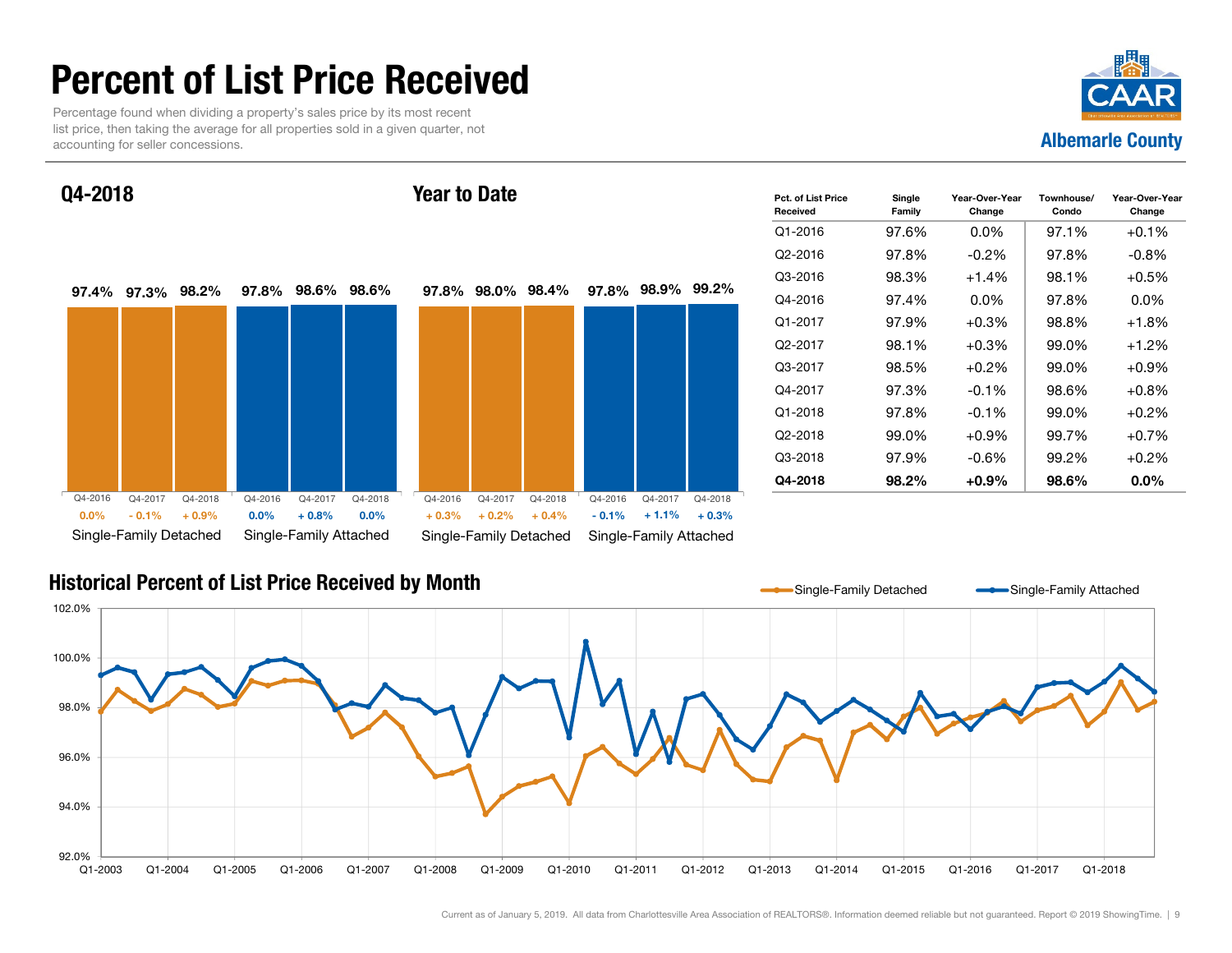# Percent of List Price Received

Percentage found when dividing a property's sales price by its most recent list price, then taking the average for all properties sold in a given quarter, not accounting for seller concessions.

Albemarle County

## Q4-2018

97.4% 97.3% 98.2% 97.8% 98.6% 98.6%

Q4-2016 Q4-2017 Q4-2018 Q4-2016 Q4-2017 Q4-2018

0.0% - 0.1% + 0.9% 0.0% + 0.8% 0.0%

Single-Family Detached Single-Family Attached

## Year to Date

97.8% 98.0% 98.4% 97.8% 98.9% 99.2%

Q4-2016 Q4-2017 Q4-2018 Q4-2016 Q4-2017 Q4-2018

+ 0.3% + 0.2% + 0.4% - 0.1% + 1.1% + 0.3%

Single-Family Detached Single-Family Attached

| Pct. of List Price Received | Single Family | Year-Over-Year Change | Townhouse/ Condo | Year-Over-Year Change |
|---|---|---|---|---|
| Q1-2016 | 97.6% | 0.0% | 97.1% | +0.1% |
| Q2-2016 | 97.8% | -0.2% | 97.8% | -0.8% |
| Q3-2016 | 98.3% | +1.4% | 98.1% | +0.5% |
| Q4-2016 | 97.4% | 0.0% | 97.8% | 0.0% |
| Q1-2017 | 97.9% | +0.3% | 98.8% | +1.8% |
| Q2-2017 | 98.1% | +0.3% | 99.0% | +1.2% |
| Q3-2017 | 98.5% | +0.2% | 99.0% | +0.9% |
| Q4-2017 | 97.3% | -0.1% | 98.6% | +0.8% |
| Q1-2018 | 97.8% | -0.1% | 99.0% | +0.2% |
| Q2-2018 | 99.0% | +0.9% | 99.7% | +0.7% |
| Q3-2018 | 97.9% | -0.6% | 99.2% | +0.2% |
| **Q4-2018** | **98.2%** | **+0.9%** | **98.6%** | **0.0%** |

## Historical Percent of List Price Received by Month

Single-Family Detached Single-Family Attached

102.0% 100.0% 98.0% 96.0% 94.0% 92.0%

Q1-2003 Q1-2004 Q1-2005 Q1-2006 Q1-2007 Q1-2008 Q1-2009 Q1-2010 Q1-2011 Q1-2012 Q1-2013 Q1-2014 Q1-2015 Q1-2016 Q1-2017 Q1-2018

Current as of January 5, 2019. All data from Charlottesville Area Association of REALTORS®. Information deemed reliable but not guaranteed. Report © 2019 ShowingTime.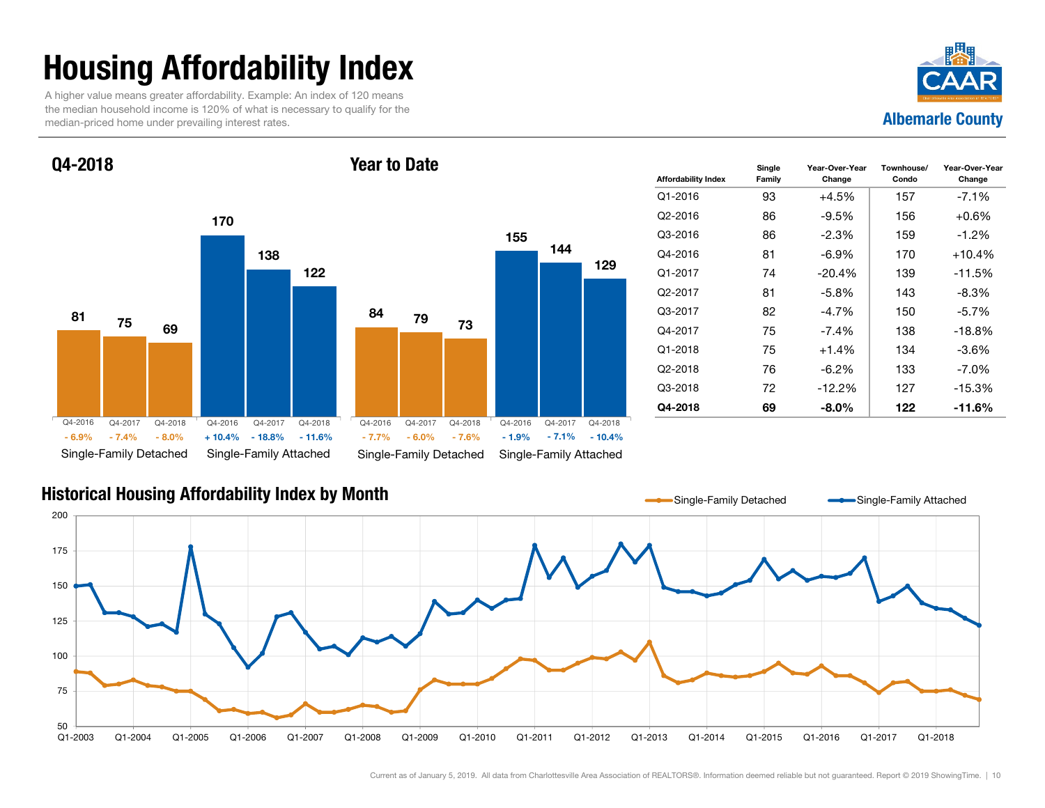# Housing Affordability Index

A higher value means greater affordability. Example: An index of 120 means the median household income is 120% of what is necessary to qualify for the median-priced home under prevailing interest rates.

Albemarle County

## Q4-2018

81
75
69
170
138
122

Q4-2016 Q4-2017 Q4-2018 Q4-2016 Q4-2017 Q4-2018

- 6.9% - 7.4% - 8.0% + 10.4% - 18.8% - 11.6%

Single-Family Detached
Single-Family Attached

## Year to Date

84
79
73
155
144
129

Q4-2016 Q4-2017 Q4-2018 Q4-2016 Q4-2017 Q4-2018

- 7.7% - 6.0% - 7.6% - 1.9% - 7.1% - 10.4%

Single-Family Detached
Single-Family Attached

| Affordability Index | Single Family | Year-Over-Year Change | Townhouse/ Condo | Year-Over-Year Change |
|---|---|---|---|---|
| Q1-2016 | 93 | +4.5% | 157 | -7.1% |
| Q2-2016 | 86 | -9.5% | 156 | +0.6% |
| Q3-2016 | 86 | -2.3% | 159 | -1.2% |
| Q4-2016 | 81 | -6.9% | 170 | +10.4% |
| Q1-2017 | 74 | -20.4% | 139 | -11.5% |
| Q2-2017 | 81 | -5.8% | 143 | -8.3% |
| Q3-2017 | 82 | -4.7% | 150 | -5.7% |
| Q4-2017 | 75 | -7.4% | 138 | -18.8% |
| Q1-2018 | 75 | +1.4% | 134 | -3.6% |
| Q2-2018 | 76 | -6.2% | 133 | -7.0% |
| Q3-2018 | 72 | -12.2% | 127 | -15.3% |
| **Q4-2018** | **69** | **-8.0%** | **122** | **-11.6%** |

## Historical Housing Affordability Index by Month

Single-Family Detached
Single-Family Attached

200
175
150
125
100
75
50

Q1-2003 Q1-2004 Q1-2005 Q1-2006 Q1-2007 Q1-2008 Q1-2009 Q1-2010 Q1-2011 Q1-2012 Q1-2013 Q1-2014 Q1-2015 Q1-2016 Q1-2017 Q1-2018

Current as of January 5, 2019. All data from Charlottesville Area Association of REALTORS®. Information deemed reliable but not guaranteed. Report © 2019 ShowingTime.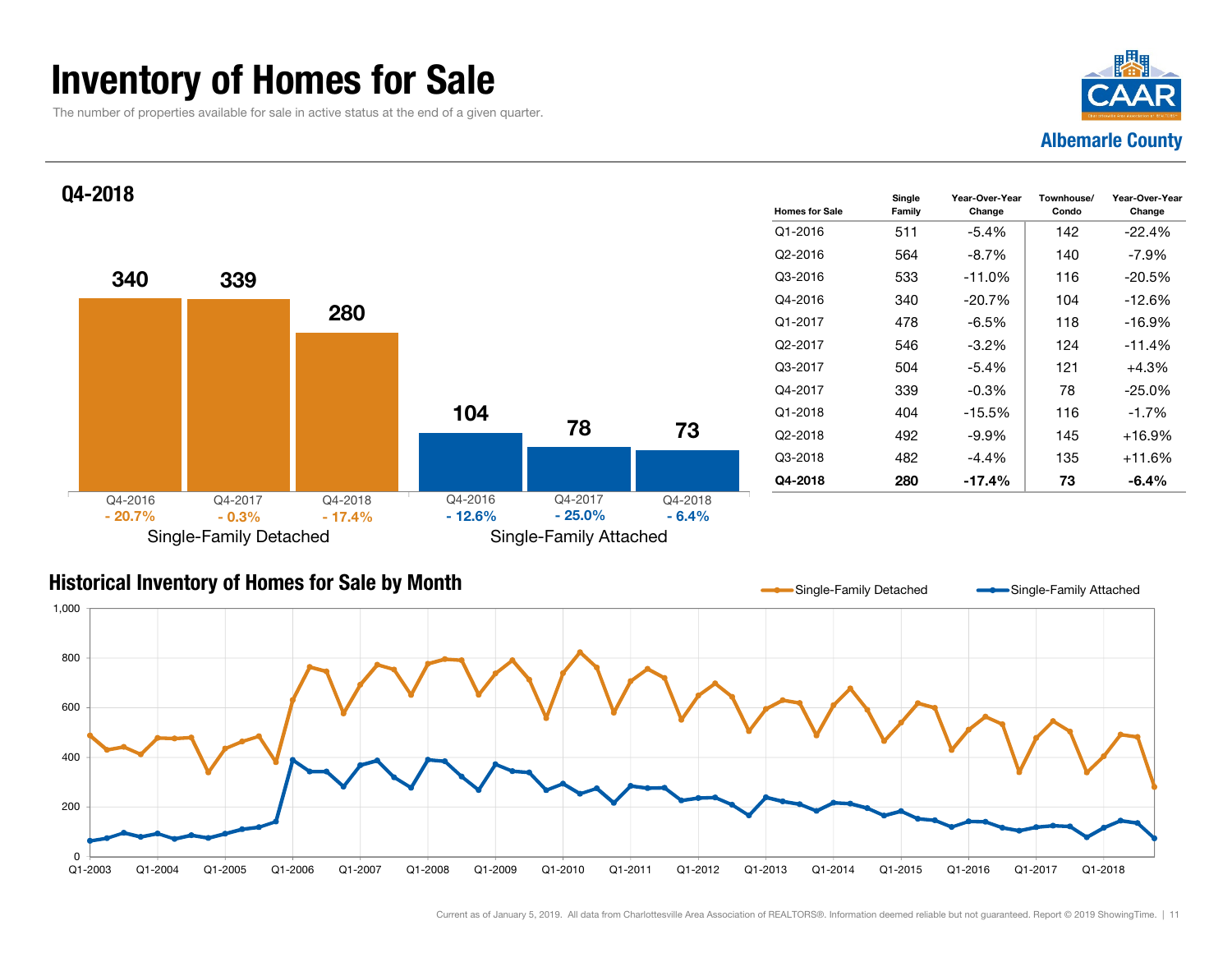# Inventory of Homes for Sale

The number of properties available for sale in active status at the end of a given quarter.

Albemarle County

## Q4-2018

340
339
280
104
78
73

Q4-2016
- 20.7%
Q4-2017
- 0.3%
Q4-2018
- 17.4%

Single-Family Detached

Q4-2016
- 12.6%
Q4-2017
- 25.0%
Q4-2018
- 6.4%

Single-Family Attached

| Homes for Sale | Single Family | Year-Over-Year Change | Townhouse/ Condo | Year-Over-Year Change |
|---|---|---|---|---|
| Q1-2016 | 511 | -5.4% | 142 | -22.4% |
| Q2-2016 | 564 | -8.7% | 140 | -7.9% |
| Q3-2016 | 533 | -11.0% | 116 | -20.5% |
| Q4-2016 | 340 | -20.7% | 104 | -12.6% |
| Q1-2017 | 478 | -6.5% | 118 | -16.9% |
| Q2-2017 | 546 | -3.2% | 124 | -11.4% |
| Q3-2017 | 504 | -5.4% | 121 | +4.3% |
| Q4-2017 | 339 | -0.3% | 78 | -25.0% |
| Q1-2018 | 404 | -15.5% | 116 | -1.7% |
| Q2-2018 | 492 | -9.9% | 145 | +16.9% |
| Q3-2018 | 482 | -4.4% | 135 | +11.6% |
| **Q4-2018** | **280** | **-17.4%** | **73** | **-6.4%** |

## Historical Inventory of Homes for Sale by Month

Single-Family Detached
Single-Family Attached

1,000
800
600
400
200
0

Q1-2003 Q1-2004 Q1-2005 Q1-2006 Q1-2007 Q1-2008 Q1-2009 Q1-2010 Q1-2011 Q1-2012 Q1-2013 Q1-2014 Q1-2015 Q1-2016 Q1-2017 Q1-2018

Current as of January 5, 2019. All data from Charlottesville Area Association of REALTORS®. Information deemed reliable but not guaranteed. Report © 2019 ShowingTime.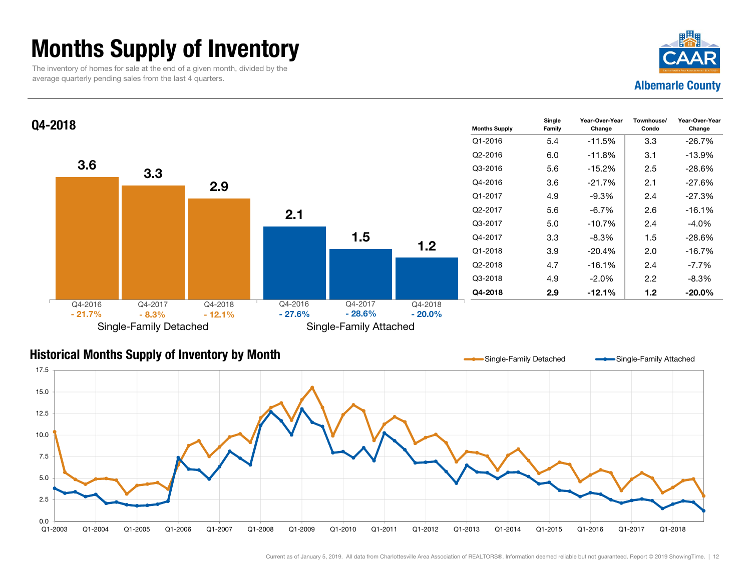# Months Supply of Inventory

The inventory of homes for sale at the end of a given month, divided by the average quarterly pending sales from the last 4 quarters.

CAAR
Albemarle County

## Q4-2018

3.6
3.3
2.9
2.1
1.5
1.2

Q4-2016
- 21.7%
Q4-2017
- 8.3%
Q4-2018
- 12.1%
Single-Family Detached

Q4-2016
- 27.6%
Q4-2017
- 28.6%
Q4-2018
- 20.0%
Single-Family Attached

| Months Supply | Single Family | Year-Over-Year Change | Townhouse/ Condo | Year-Over-Year Change |
|---|---|---|---|---|
| Q1-2016 | 5.4 | -11.5% | 3.3 | -26.7% |
| Q2-2016 | 6.0 | -11.8% | 3.1 | -13.9% |
| Q3-2016 | 5.6 | -15.2% | 2.5 | -28.6% |
| Q4-2016 | 3.6 | -21.7% | 2.1 | -27.6% |
| Q1-2017 | 4.9 | -9.3% | 2.4 | -27.3% |
| Q2-2017 | 5.6 | -6.7% | 2.6 | -16.1% |
| Q3-2017 | 5.0 | -10.7% | 2.4 | -4.0% |
| Q4-2017 | 3.3 | -8.3% | 1.5 | -28.6% |
| Q1-2018 | 3.9 | -20.4% | 2.0 | -16.7% |
| Q2-2018 | 4.7 | -16.1% | 2.4 | -7.7% |
| Q3-2018 | 4.9 | -2.0% | 2.2 | -8.3% |
| **Q4-2018** | **2.9** | **-12.1%** | **1.2** | **-20.0%** |

## Historical Months Supply of Inventory by Month

Single-Family Detached
Single-Family Attached

17.5
15.0
12.5
10.0
7.5
5.0
2.5
0.0

Q1-2003 Q1-2004 Q1-2005 Q1-2006 Q1-2007 Q1-2008 Q1-2009 Q1-2010 Q1-2011 Q1-2012 Q1-2013 Q1-2014 Q1-2015 Q1-2016 Q1-2017 Q1-2018

Current as of January 5, 2019. All data from Charlottesville Area Association of REALTORS®. Information deemed reliable but not guaranteed. Report © 2019 ShowingTime.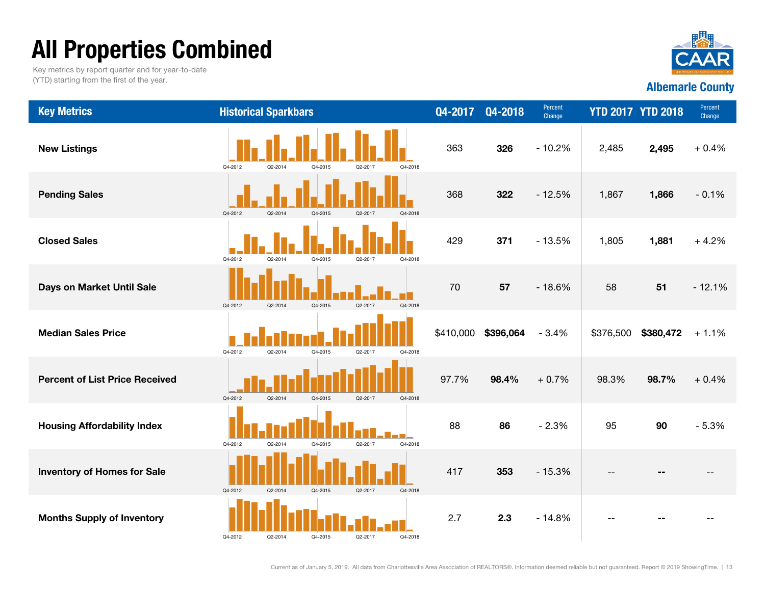# All Properties Combined

Key metrics by report quarter and for year-to-date (YTD) starting from the first of the year.

CAAR

Albemarle County

| Key Metrics | Historical Sparkbars | Q4-2017 | Q4-2018 | Percent Change | YTD 2017 | YTD 2018 | Percent Change |
|---|---|---|---|---|---|---|---|
| New Listings | Q4-2012 Q2-2014 Q4-2015 Q2-2017 Q4-2018 | 363 | **326** | - 10.2% | 2,485 | **2,495** | + 0.4% |
| Pending Sales | Q4-2012 Q2-2014 Q4-2015 Q2-2017 Q4-2018 | 368 | **322** | - 12.5% | 1,867 | **1,866** | - 0.1% |
| Closed Sales | Q4-2012 Q2-2014 Q4-2015 Q2-2017 Q4-2018 | 429 | **371** | - 13.5% | 1,805 | **1,881** | + 4.2% |
| Days on Market Until Sale | Q4-2012 Q2-2014 Q4-2015 Q2-2017 Q4-2018 | 70 | **57** | - 18.6% | 58 | **51** | - 12.1% |
| Median Sales Price | Q4-2012 Q2-2014 Q4-2015 Q2-2017 Q4-2018 | $410,000 | **$396,064** | - 3.4% | $376,500 | **$380,472** | + 1.1% |
| Percent of List Price Received | Q4-2012 Q2-2014 Q4-2015 Q2-2017 Q4-2018 | 97.7% | **98.4%** | + 0.7% | 98.3% | **98.7%** | + 0.4% |
| Housing Affordability Index | Q4-2012 Q2-2014 Q4-2015 Q2-2017 Q4-2018 | 88 | **86** | - 2.3% | 95 | **90** | - 5.3% |
| Inventory of Homes for Sale | Q4-2012 Q2-2014 Q4-2015 Q2-2017 Q4-2018 | 417 | **353** | - 15.3% | -- | **--** | -- |
| Months Supply of Inventory | Q4-2012 Q2-2014 Q4-2015 Q2-2017 Q4-2018 | 2.7 | **2.3** | - 14.8% | -- | **--** | -- |

Current as of January 5, 2019. All data from Charlottesville Area Association of REALTORS®. Information deemed reliable but not guaranteed. Report © 2019 ShowingTime.